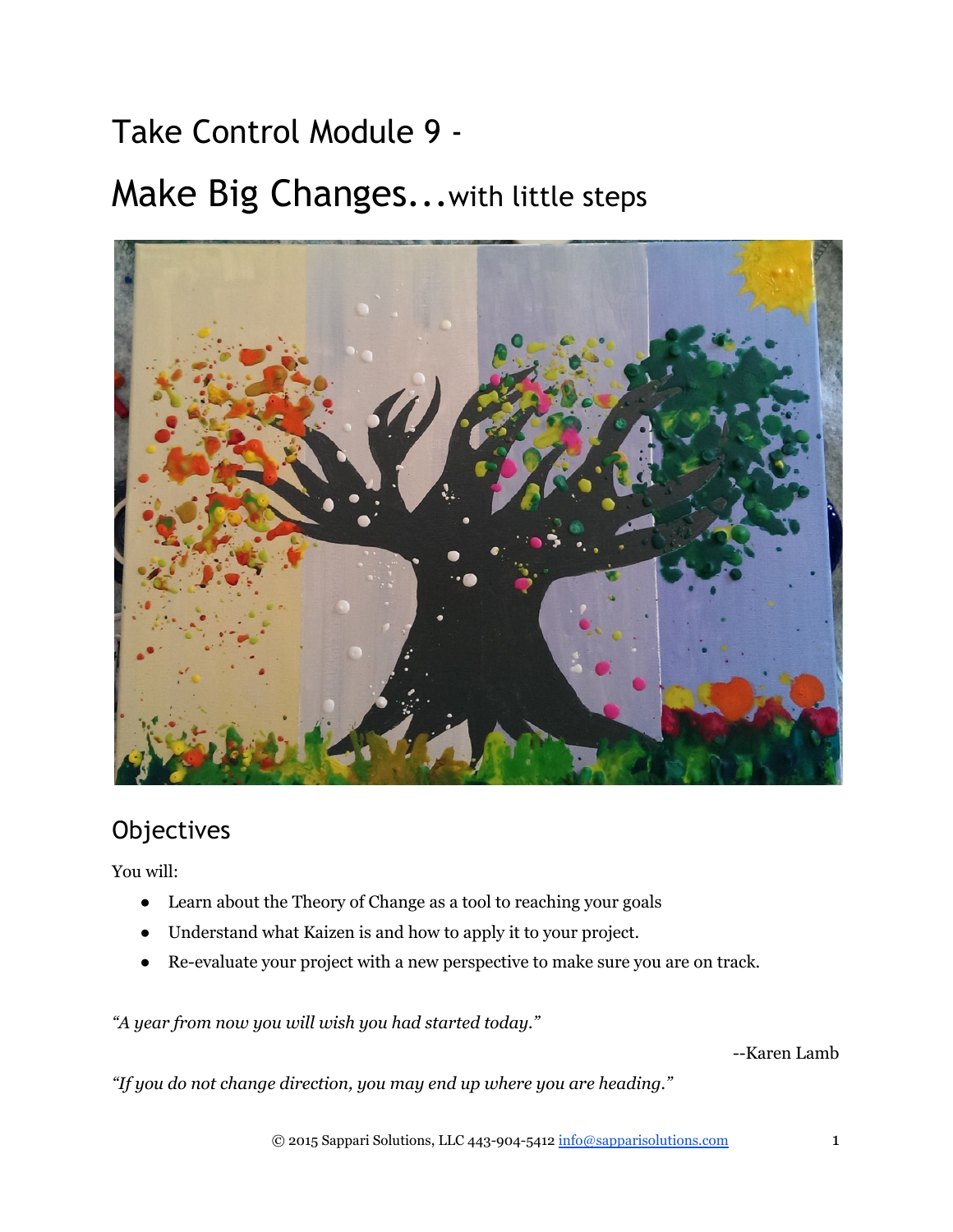# Take Control Module 9 -

# Make Big Changes...with little steps

## Objectives

You will:

- Learn about the Theory of Change as a tool to reaching your goals
- Understand what Kaizen is and how to apply it to your project.
- Re-evaluate your project with a new perspective to make sure you are on track.

*"A year from now you will wish you had started today."*

--Karen Lamb

*"If you do not change direction, you may end up where you are heading."*

© 2015 Sappari Solutions, LLC 443-904-5412 info@sapparisolutions.com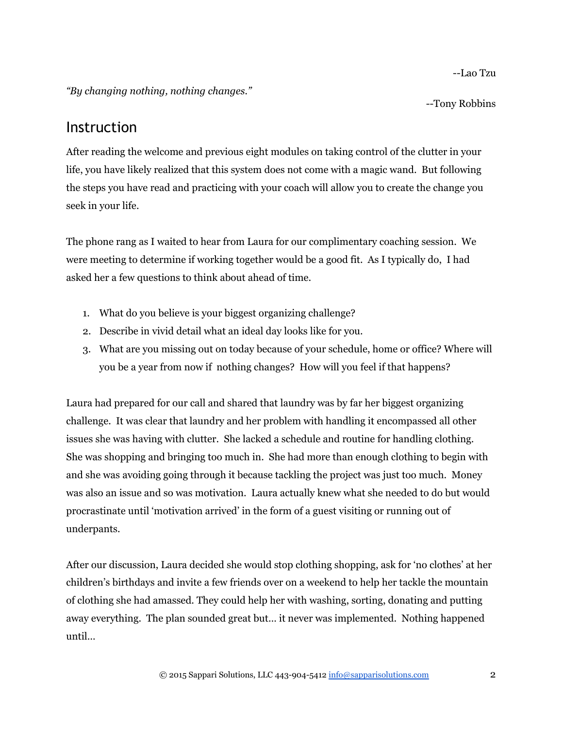--Lao Tzu

*"By changing nothing, nothing changes."*

--Tony Robbins

## Instruction

After reading the welcome and previous eight modules on taking control of the clutter in your life, you have likely realized that this system does not come with a magic wand. But following the steps you have read and practicing with your coach will allow you to create the change you seek in your life.

The phone rang as I waited to hear from Laura for our complimentary coaching session. We were meeting to determine if working together would be a good fit. As I typically do, I had asked her a few questions to think about ahead of time.

1. What do you believe is your biggest organizing challenge?
2. Describe in vivid detail what an ideal day looks like for you.
3. What are you missing out on today because of your schedule, home or office? Where will you be a year from now if nothing changes? How will you feel if that happens?

Laura had prepared for our call and shared that laundry was by far her biggest organizing challenge. It was clear that laundry and her problem with handling it encompassed all other issues she was having with clutter. She lacked a schedule and routine for handling clothing. She was shopping and bringing too much in. She had more than enough clothing to begin with and she was avoiding going through it because tackling the project was just too much. Money was also an issue and so was motivation. Laura actually knew what she needed to do but would procrastinate until 'motivation arrived' in the form of a guest visiting or running out of underpants.

After our discussion, Laura decided she would stop clothing shopping, ask for 'no clothes' at her children's birthdays and invite a few friends over on a weekend to help her tackle the mountain of clothing she had amassed. They could help her with washing, sorting, donating and putting away everything. The plan sounded great but… it never was implemented. Nothing happened until…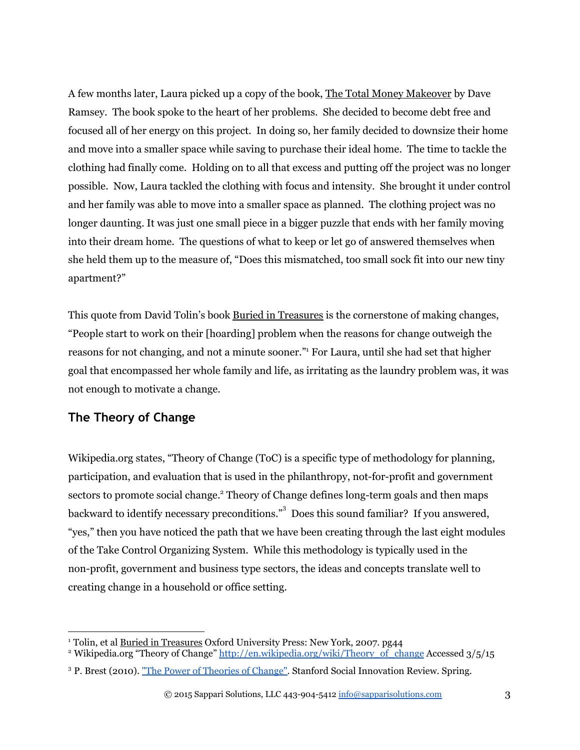A few months later, Laura picked up a copy of the book, The Total Money Makeover by Dave Ramsey. The book spoke to the heart of her problems. She decided to become debt free and focused all of her energy on this project. In doing so, her family decided to downsize their home and move into a smaller space while saving to purchase their ideal home. The time to tackle the clothing had finally come. Holding on to all that excess and putting off the project was no longer possible. Now, Laura tackled the clothing with focus and intensity. She brought it under control and her family was able to move into a smaller space as planned. The clothing project was no longer daunting. It was just one small piece in a bigger puzzle that ends with her family moving into their dream home. The questions of what to keep or let go of answered themselves when she held them up to the measure of, "Does this mismatched, too small sock fit into our new tiny apartment?"

This quote from David Tolin's book Buried in Treasures is the cornerstone of making changes, "People start to work on their [hoarding] problem when the reasons for change outweigh the reasons for not changing, and not a minute sooner."[1] For Laura, until she had set that higher goal that encompassed her whole family and life, as irritating as the laundry problem was, it was not enough to motivate a change.

## The Theory of Change

Wikipedia.org states, "Theory of Change (ToC) is a specific type of methodology for planning, participation, and evaluation that is used in the philanthropy, not-for-profit and government sectors to promote social change.[2] Theory of Change defines long-term goals and then maps backward to identify necessary preconditions."[3] Does this sound familiar? If you answered, "yes," then you have noticed the path that we have been creating through the last eight modules of the Take Control Organizing System. While this methodology is typically used in the non-profit, government and business type sectors, the ideas and concepts translate well to creating change in a household or office setting.

---

[1] Tolin, et al Buried in Treasures Oxford University Press: New York, 2007. pg44

[2] Wikipedia.org "Theory of Change" http://en.wikipedia.org/wiki/Theory_of_change Accessed 3/5/15

[3] P. Brest (2010). "The Power of Theories of Change". Stanford Social Innovation Review. Spring.

© 2015 Sappari Solutions, LLC 443-904-5412 info@sapparisolutions.com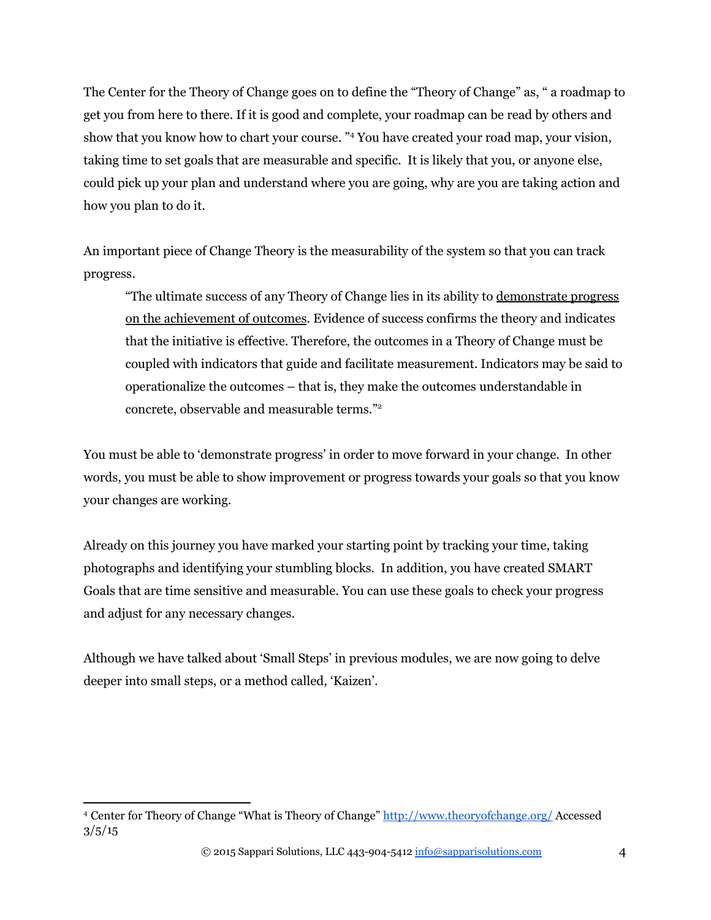The Center for the Theory of Change goes on to define the "Theory of Change" as, " a roadmap to get you from here to there. If it is good and complete, your roadmap can be read by others and show that you know how to chart your course. "[4] You have created your road map, your vision, taking time to set goals that are measurable and specific. It is likely that you, or anyone else, could pick up your plan and understand where you are going, why are you are taking action and how you plan to do it.

An important piece of Change Theory is the measurability of the system so that you can track progress.

> "The ultimate success of any Theory of Change lies in its ability to demonstrate progress on the achievement of outcomes. Evidence of success confirms the theory and indicates that the initiative is effective. Therefore, the outcomes in a Theory of Change must be coupled with indicators that guide and facilitate measurement. Indicators may be said to operationalize the outcomes – that is, they make the outcomes understandable in concrete, observable and measurable terms."[2]

You must be able to 'demonstrate progress' in order to move forward in your change. In other words, you must be able to show improvement or progress towards your goals so that you know your changes are working.

Already on this journey you have marked your starting point by tracking your time, taking photographs and identifying your stumbling blocks. In addition, you have created SMART Goals that are time sensitive and measurable. You can use these goals to check your progress and adjust for any necessary changes.

Although we have talked about 'Small Steps' in previous modules, we are now going to delve deeper into small steps, or a method called, 'Kaizen'.

---

[4] Center for Theory of Change "What is Theory of Change" http://www.theoryofchange.org/ Accessed 3/5/15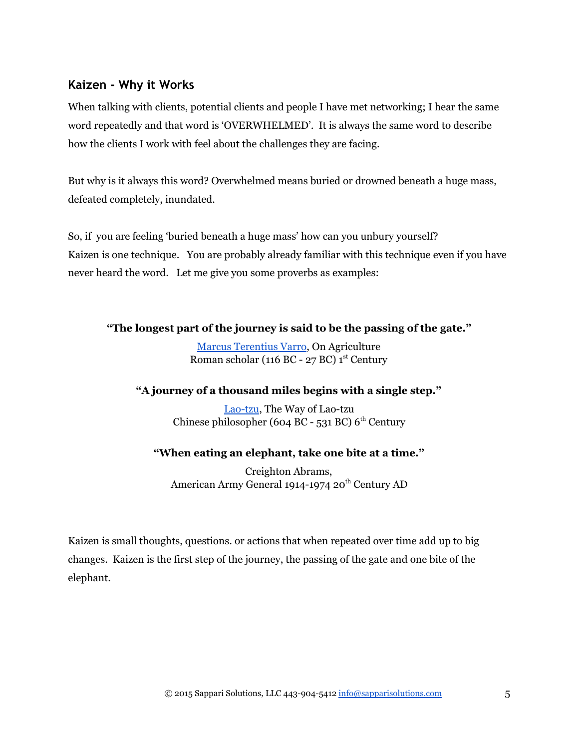## Kaizen - Why it Works

When talking with clients, potential clients and people I have met networking; I hear the same word repeatedly and that word is 'OVERWHELMED'. It is always the same word to describe how the clients I work with feel about the challenges they are facing.

But why is it always this word? Overwhelmed means buried or drowned beneath a huge mass, defeated completely, inundated.

So, if you are feeling 'buried beneath a huge mass' how can you unbury yourself?
Kaizen is one technique. You are probably already familiar with this technique even if you have never heard the word. Let me give you some proverbs as examples:

**"The longest part of the journey is said to be the passing of the gate."**

Marcus Terentius Varro, On Agriculture
Roman scholar (116 BC - 27 BC) 1st Century

**"A journey of a thousand miles begins with a single step."**

Lao-tzu, The Way of Lao-tzu
Chinese philosopher (604 BC - 531 BC) 6th Century

**"When eating an elephant, take one bite at a time."**

Creighton Abrams,
American Army General 1914-1974 20th Century AD

Kaizen is small thoughts, questions. or actions that when repeated over time add up to big changes. Kaizen is the first step of the journey, the passing of the gate and one bite of the elephant.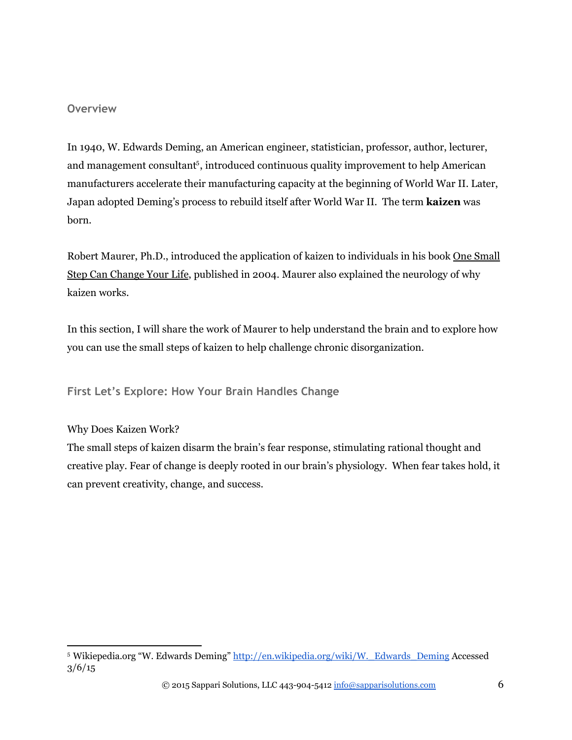## Overview

In 1940, W. Edwards Deming, an American engineer, statistician, professor, author, lecturer, and management consultant[5], introduced continuous quality improvement to help American manufacturers accelerate their manufacturing capacity at the beginning of World War II. Later, Japan adopted Deming's process to rebuild itself after World War II. The term **kaizen** was born.

Robert Maurer, Ph.D., introduced the application of kaizen to individuals in his book <u>One Small Step Can Change Your Life</u>, published in 2004. Maurer also explained the neurology of why kaizen works.

In this section, I will share the work of Maurer to help understand the brain and to explore how you can use the small steps of kaizen to help challenge chronic disorganization.

## First Let's Explore: How Your Brain Handles Change

Why Does Kaizen Work?

The small steps of kaizen disarm the brain's fear response, stimulating rational thought and creative play. Fear of change is deeply rooted in our brain's physiology. When fear takes hold, it can prevent creativity, change, and success.

---

[5] Wikiepedia.org "W. Edwards Deming" http://en.wikipedia.org/wiki/W._Edwards_Deming Accessed 3/6/15

© 2015 Sappari Solutions, LLC 443-904-5412 info@sapparisolutions.com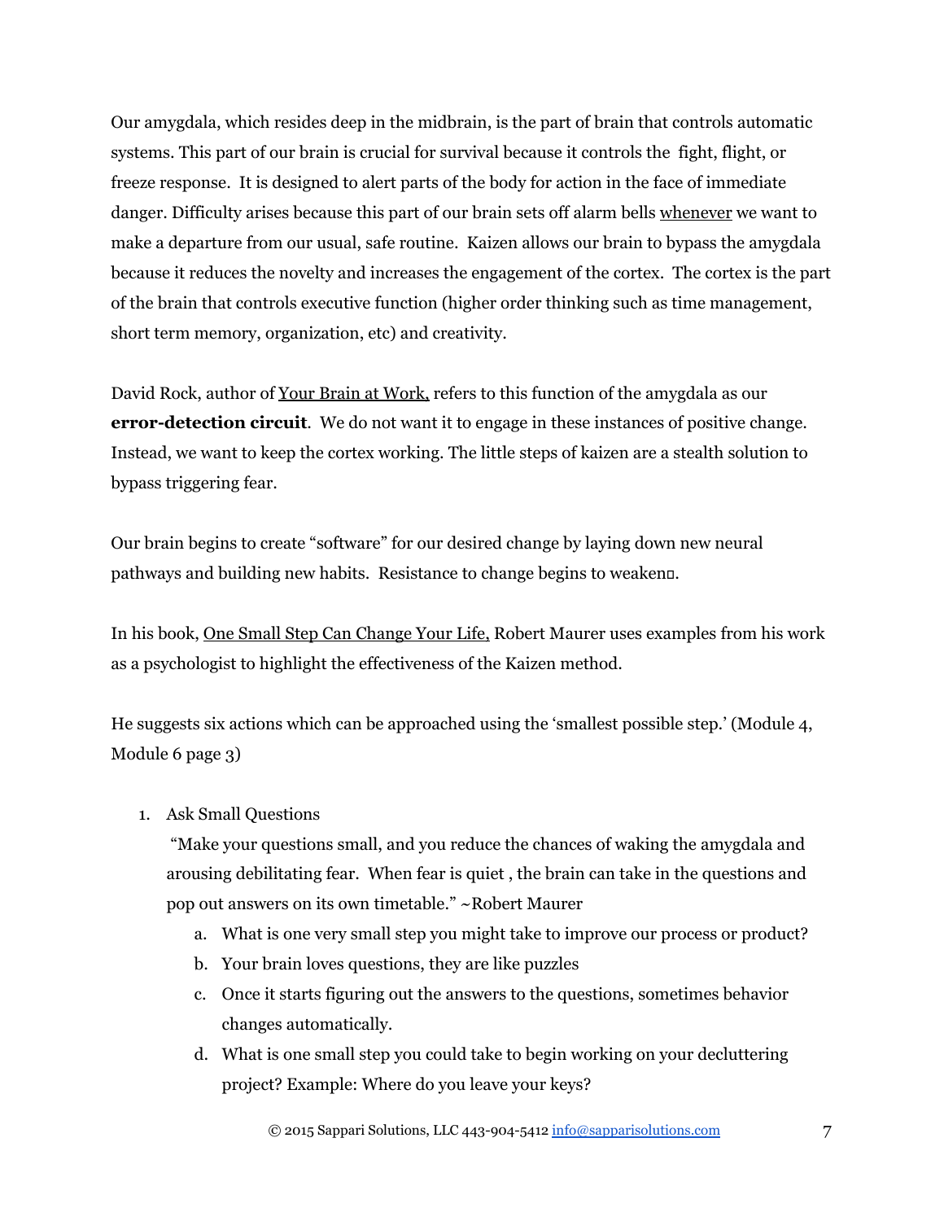Our amygdala, which resides deep in the midbrain, is the part of brain that controls automatic systems. This part of our brain is crucial for survival because it controls the fight, flight, or freeze response. It is designed to alert parts of the body for action in the face of immediate danger. Difficulty arises because this part of our brain sets off alarm bells <u>whenever</u> we want to make a departure from our usual, safe routine. Kaizen allows our brain to bypass the amygdala because it reduces the novelty and increases the engagement of the cortex. The cortex is the part of the brain that controls executive function (higher order thinking such as time management, short term memory, organization, etc) and creativity.

David Rock, author of <u>Your Brain at Work,</u> refers to this function of the amygdala as our **error-detection circuit**. We do not want it to engage in these instances of positive change. Instead, we want to keep the cortex working. The little steps of kaizen are a stealth solution to bypass triggering fear.

Our brain begins to create "software" for our desired change by laying down new neural pathways and building new habits. Resistance to change begins to weaken.

In his book, <u>One Small Step Can Change Your Life,</u> Robert Maurer uses examples from his work as a psychologist to highlight the effectiveness of the Kaizen method.

He suggests six actions which can be approached using the 'smallest possible step.' (Module 4, Module 6 page 3)

1. Ask Small Questions
   "Make your questions small, and you reduce the chances of waking the amygdala and arousing debilitating fear. When fear is quiet , the brain can take in the questions and pop out answers on its own timetable." ~Robert Maurer
   a. What is one very small step you might take to improve our process or product?
   b. Your brain loves questions, they are like puzzles
   c. Once it starts figuring out the answers to the questions, sometimes behavior changes automatically.
   d. What is one small step you could take to begin working on your decluttering project? Example: Where do you leave your keys?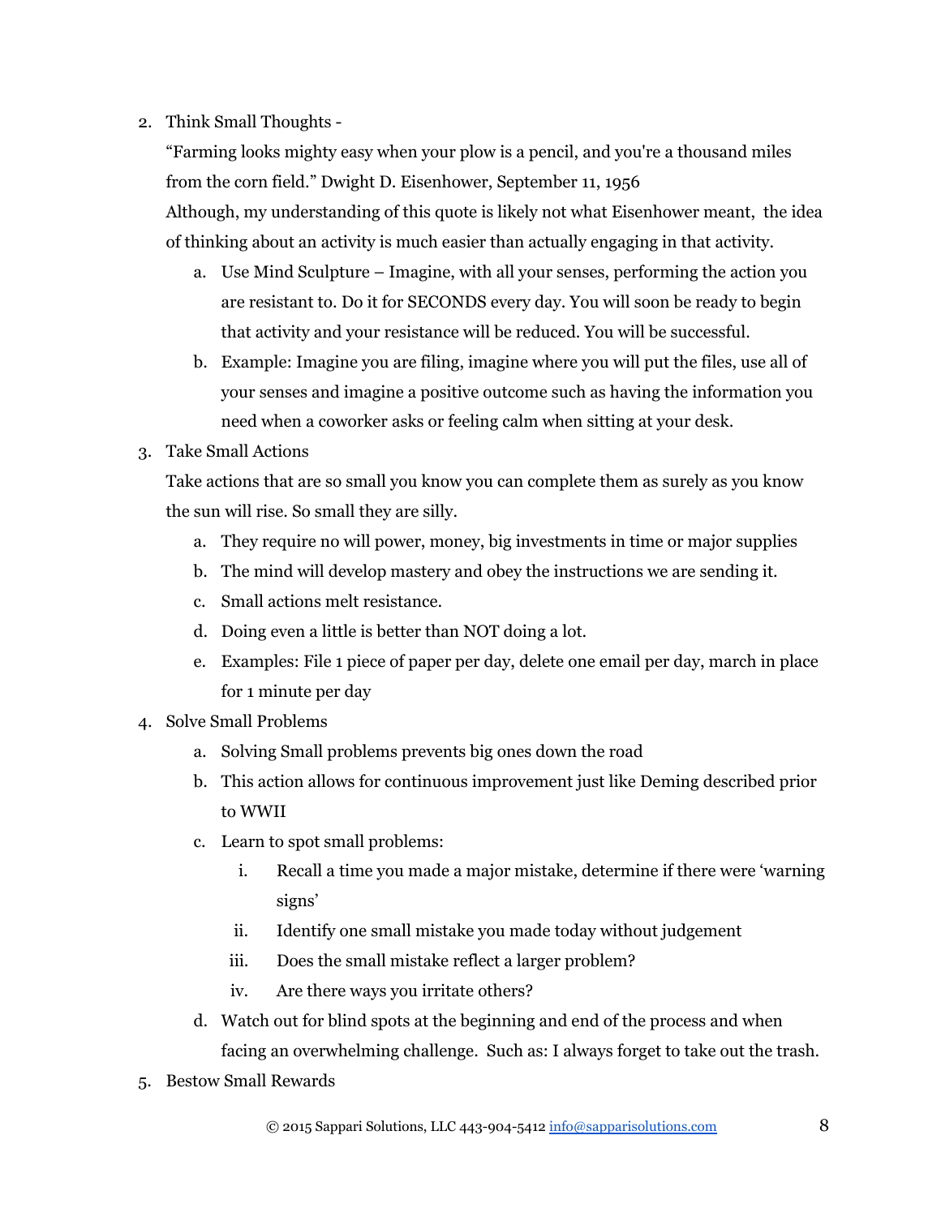2. Think Small Thoughts -

   "Farming looks mighty easy when your plow is a pencil, and you're a thousand miles from the corn field." Dwight D. Eisenhower, September 11, 1956

   Although, my understanding of this quote is likely not what Eisenhower meant, the idea of thinking about an activity is much easier than actually engaging in that activity.

   a. Use Mind Sculpture – Imagine, with all your senses, performing the action you are resistant to. Do it for SECONDS every day. You will soon be ready to begin that activity and your resistance will be reduced. You will be successful.
   b. Example: Imagine you are filing, imagine where you will put the files, use all of your senses and imagine a positive outcome such as having the information you need when a coworker asks or feeling calm when sitting at your desk.

3. Take Small Actions

   Take actions that are so small you know you can complete them as surely as you know the sun will rise. So small they are silly.

   a. They require no will power, money, big investments in time or major supplies
   b. The mind will develop mastery and obey the instructions we are sending it.
   c. Small actions melt resistance.
   d. Doing even a little is better than NOT doing a lot.
   e. Examples: File 1 piece of paper per day, delete one email per day, march in place for 1 minute per day

4. Solve Small Problems

   a. Solving Small problems prevents big ones down the road
   b. This action allows for continuous improvement just like Deming described prior to WWII
   c. Learn to spot small problems:
      i. Recall a time you made a major mistake, determine if there were 'warning signs'
      ii. Identify one small mistake you made today without judgement
      iii. Does the small mistake reflect a larger problem?
      iv. Are there ways you irritate others?
   d. Watch out for blind spots at the beginning and end of the process and when facing an overwhelming challenge. Such as: I always forget to take out the trash.

5. Bestow Small Rewards

© 2015 Sappari Solutions, LLC 443-904-5412 info@sapparisolutions.com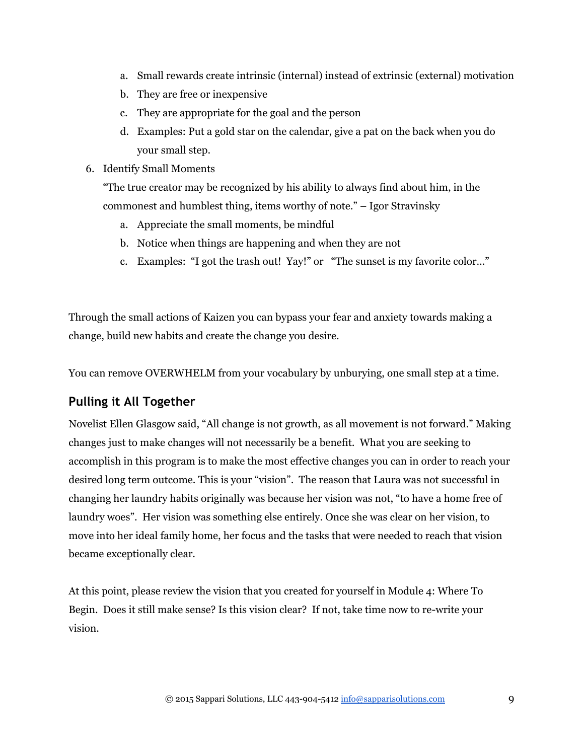a. Small rewards create intrinsic (internal) instead of extrinsic (external) motivation
   b. They are free or inexpensive
   c. They are appropriate for the goal and the person
   d. Examples: Put a gold star on the calendar, give a pat on the back when you do your small step.

6. Identify Small Moments

   "The true creator may be recognized by his ability to always find about him, in the commonest and humblest thing, items worthy of note." – Igor Stravinsky

   a. Appreciate the small moments, be mindful
   b. Notice when things are happening and when they are not
   c. Examples: "I got the trash out! Yay!" or "The sunset is my favorite color…"

Through the small actions of Kaizen you can bypass your fear and anxiety towards making a change, build new habits and create the change you desire.

You can remove OVERWHELM from your vocabulary by unburying, one small step at a time.

## Pulling it All Together

Novelist Ellen Glasgow said, "All change is not growth, as all movement is not forward." Making changes just to make changes will not necessarily be a benefit. What you are seeking to accomplish in this program is to make the most effective changes you can in order to reach your desired long term outcome. This is your "vision". The reason that Laura was not successful in changing her laundry habits originally was because her vision was not, "to have a home free of laundry woes". Her vision was something else entirely. Once she was clear on her vision, to move into her ideal family home, her focus and the tasks that were needed to reach that vision became exceptionally clear.

At this point, please review the vision that you created for yourself in Module 4: Where To Begin. Does it still make sense? Is this vision clear? If not, take time now to re-write your vision.

© 2015 Sappari Solutions, LLC 443-904-5412 info@sapparisolutions.com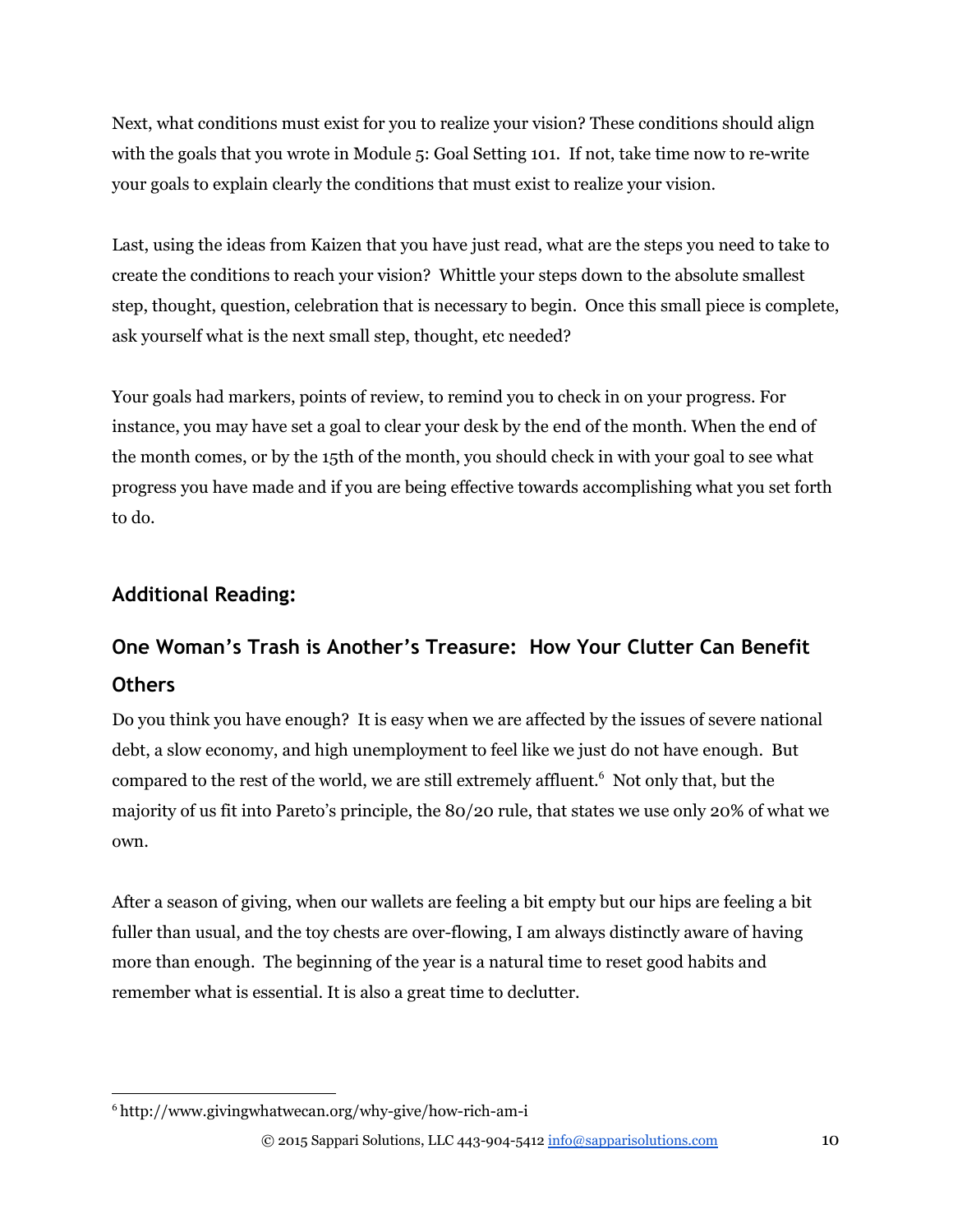Next, what conditions must exist for you to realize your vision? These conditions should align with the goals that you wrote in Module 5: Goal Setting 101. If not, take time now to re-write your goals to explain clearly the conditions that must exist to realize your vision.

Last, using the ideas from Kaizen that you have just read, what are the steps you need to take to create the conditions to reach your vision? Whittle your steps down to the absolute smallest step, thought, question, celebration that is necessary to begin. Once this small piece is complete, ask yourself what is the next small step, thought, etc needed?

Your goals had markers, points of review, to remind you to check in on your progress. For instance, you may have set a goal to clear your desk by the end of the month. When the end of the month comes, or by the 15th of the month, you should check in with your goal to see what progress you have made and if you are being effective towards accomplishing what you set forth to do.

## Additional Reading:

## One Woman's Trash is Another's Treasure: How Your Clutter Can Benefit Others

Do you think you have enough? It is easy when we are affected by the issues of severe national debt, a slow economy, and high unemployment to feel like we just do not have enough. But compared to the rest of the world, we are still extremely affluent.[6] Not only that, but the majority of us fit into Pareto's principle, the 80/20 rule, that states we use only 20% of what we own.

After a season of giving, when our wallets are feeling a bit empty but our hips are feeling a bit fuller than usual, and the toy chests are over-flowing, I am always distinctly aware of having more than enough. The beginning of the year is a natural time to reset good habits and remember what is essential. It is also a great time to declutter.

---

[6] http://www.givingwhatwecan.org/why-give/how-rich-am-i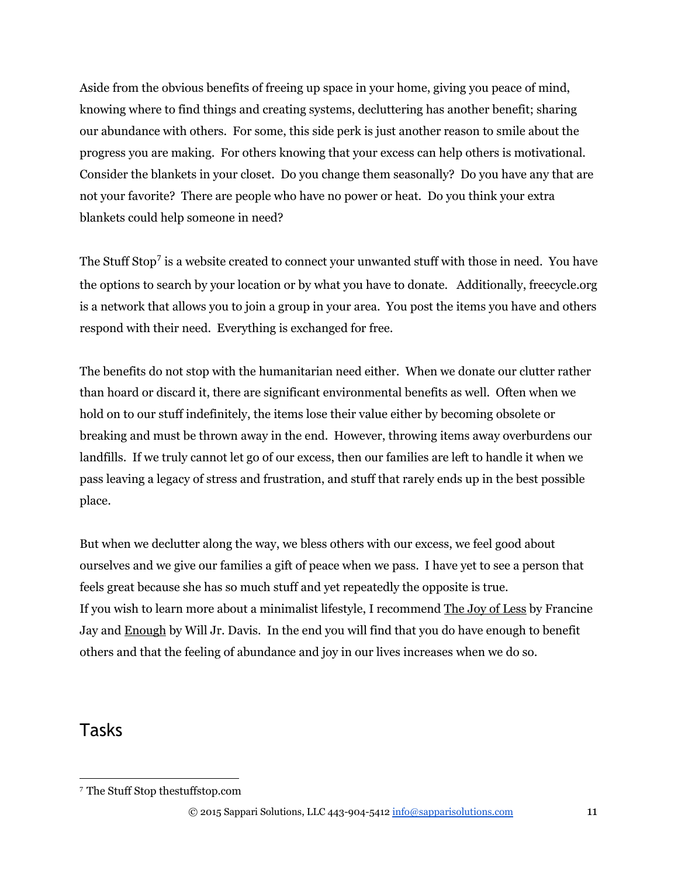Aside from the obvious benefits of freeing up space in your home, giving you peace of mind, knowing where to find things and creating systems, decluttering has another benefit; sharing our abundance with others. For some, this side perk is just another reason to smile about the progress you are making. For others knowing that your excess can help others is motivational. Consider the blankets in your closet. Do you change them seasonally? Do you have any that are not your favorite? There are people who have no power or heat. Do you think your extra blankets could help someone in need?

The Stuff Stop[7] is a website created to connect your unwanted stuff with those in need. You have the options to search by your location or by what you have to donate. Additionally, freecycle.org is a network that allows you to join a group in your area. You post the items you have and others respond with their need. Everything is exchanged for free.

The benefits do not stop with the humanitarian need either. When we donate our clutter rather than hoard or discard it, there are significant environmental benefits as well. Often when we hold on to our stuff indefinitely, the items lose their value either by becoming obsolete or breaking and must be thrown away in the end. However, throwing items away overburdens our landfills. If we truly cannot let go of our excess, then our families are left to handle it when we pass leaving a legacy of stress and frustration, and stuff that rarely ends up in the best possible place.

But when we declutter along the way, we bless others with our excess, we feel good about ourselves and we give our families a gift of peace when we pass. I have yet to see a person that feels great because she has so much stuff and yet repeatedly the opposite is true.
If you wish to learn more about a minimalist lifestyle, I recommend The Joy of Less by Francine Jay and Enough by Will Jr. Davis. In the end you will find that you do have enough to benefit others and that the feeling of abundance and joy in our lives increases when we do so.

## Tasks

---

[7] The Stuff Stop thestuffstop.com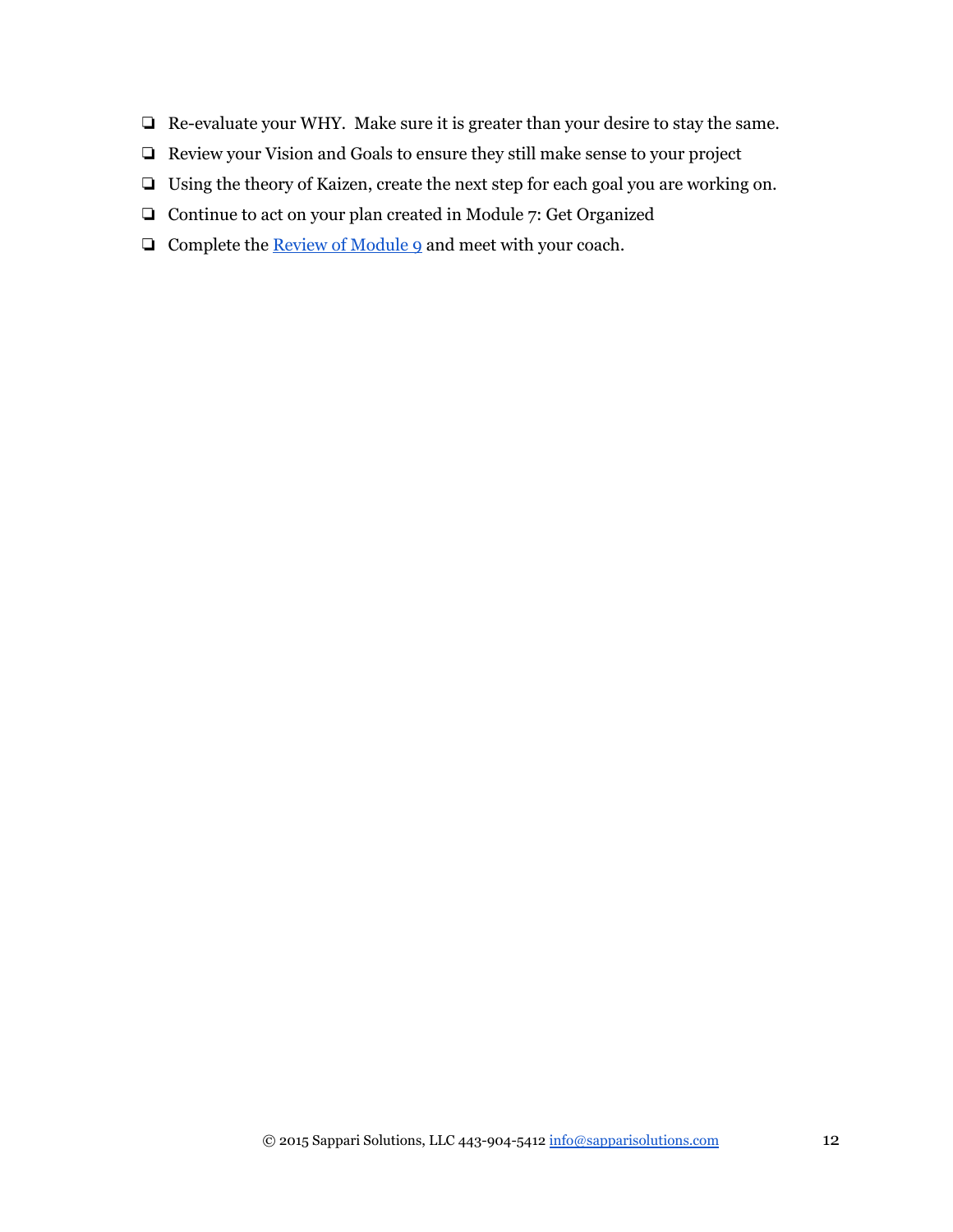- ❏ Re-evaluate your WHY. Make sure it is greater than your desire to stay the same.
- ❏ Review your Vision and Goals to ensure they still make sense to your project
- ❏ Using the theory of Kaizen, create the next step for each goal you are working on.
- ❏ Continue to act on your plan created in Module 7: Get Organized
- ❏ Complete the Review of Module 9 and meet with your coach.

© 2015 Sappari Solutions, LLC 443-904-5412 info@sapparisolutions.com